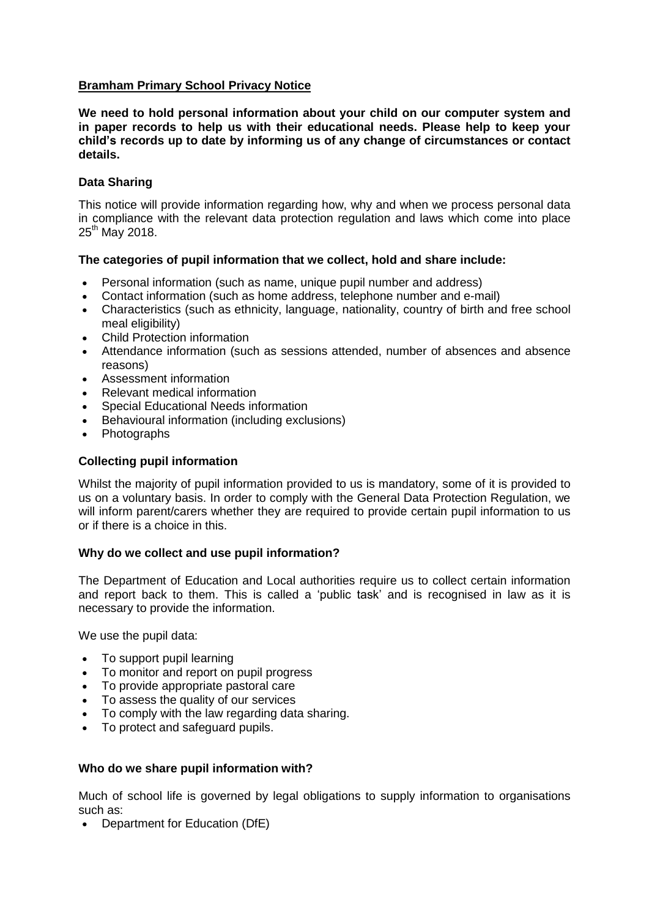# Bramham Primary School Privacy Notice

**We need to hold personal information about your child on our computer system and in paper records to help us with their educational needs. Please help to keep your child's records up to date by informing us of any change of circumstances or contact details.**

### Data Sharing

This notice will provide information regarding how, why and when we process personal data in compliance with the relevant data protection regulation and laws which come into place 25th May 2018.

### The categories of pupil information that we collect, hold and share include:

- Personal information (such as name, unique pupil number and address)
- Contact information (such as home address, telephone number and e-mail)
- Characteristics (such as ethnicity, language, nationality, country of birth and free school meal eligibility)
- Child Protection information
- Attendance information (such as sessions attended, number of absences and absence reasons)
- Assessment information
- Relevant medical information
- Special Educational Needs information
- Behavioural information (including exclusions)
- Photographs

### Collecting pupil information

Whilst the majority of pupil information provided to us is mandatory, some of it is provided to us on a voluntary basis. In order to comply with the General Data Protection Regulation, we will inform parent/carers whether they are required to provide certain pupil information to us or if there is a choice in this.

### Why do we collect and use pupil information?

The Department of Education and Local authorities require us to collect certain information and report back to them. This is called a 'public task' and is recognised in law as it is necessary to provide the information.

We use the pupil data:

- To support pupil learning
- To monitor and report on pupil progress
- To provide appropriate pastoral care
- To assess the quality of our services
- To comply with the law regarding data sharing.
- To protect and safeguard pupils.

### Who do we share pupil information with?

Much of school life is governed by legal obligations to supply information to organisations such as:

- Department for Education (DfE)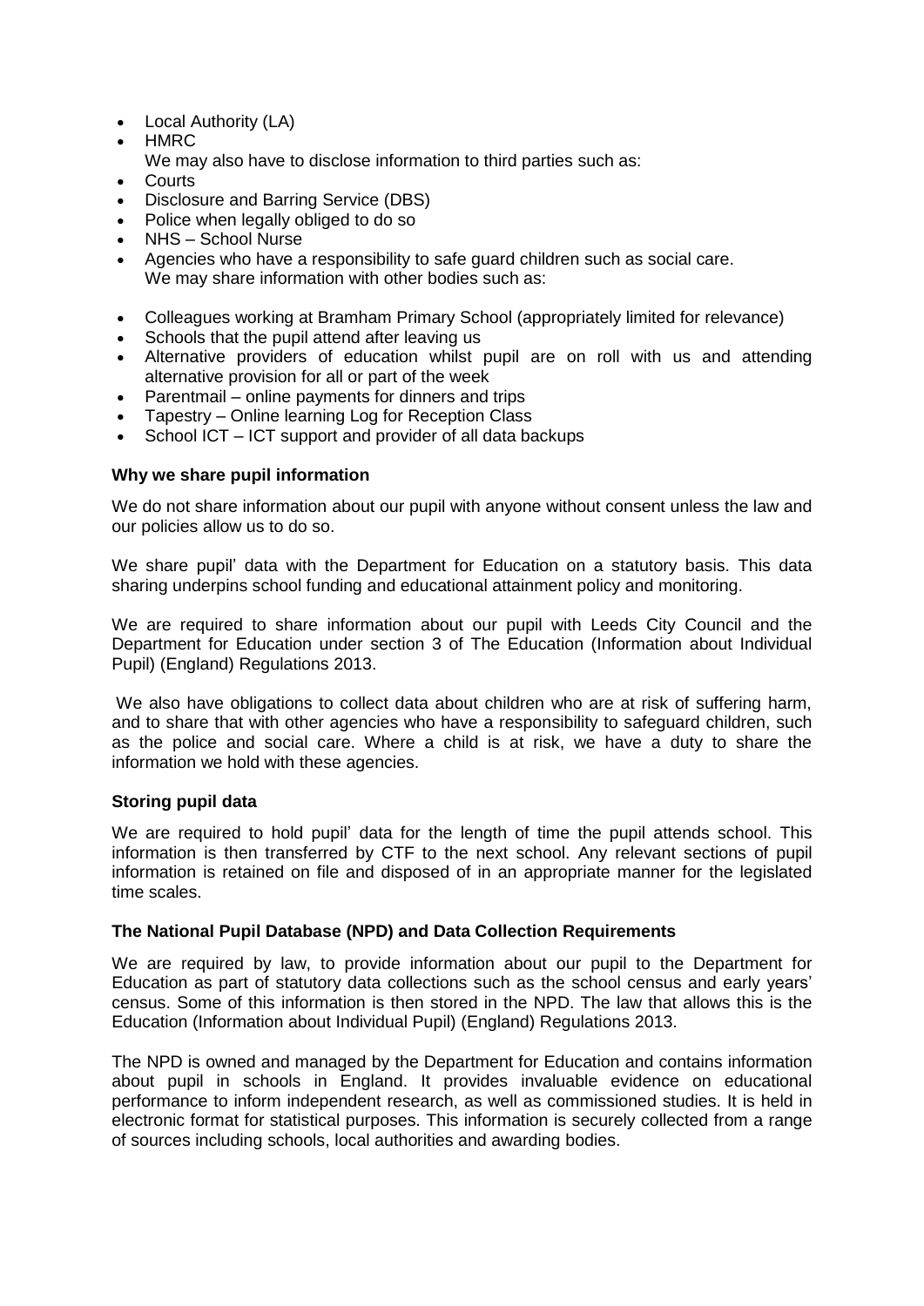- Local Authority (LA)
- HMRC

  We may also have to disclose information to third parties such as:
- Courts
- Disclosure and Barring Service (DBS)
- Police when legally obliged to do so
- NHS – School Nurse
- Agencies who have a responsibility to safe guard children such as social care.

  We may share information with other bodies such as:

- Colleagues working at Bramham Primary School (appropriately limited for relevance)
- Schools that the pupil attend after leaving us
- Alternative providers of education whilst pupil are on roll with us and attending alternative provision for all or part of the week
- Parentmail – online payments for dinners and trips
- Tapestry – Online learning Log for Reception Class
- School ICT – ICT support and provider of all data backups

**Why we share pupil information**

We do not share information about our pupil with anyone without consent unless the law and our policies allow us to do so.

We share pupil' data with the Department for Education on a statutory basis. This data sharing underpins school funding and educational attainment policy and monitoring.

We are required to share information about our pupil with Leeds City Council and the Department for Education under section 3 of The Education (Information about Individual Pupil) (England) Regulations 2013.

We also have obligations to collect data about children who are at risk of suffering harm, and to share that with other agencies who have a responsibility to safeguard children, such as the police and social care. Where a child is at risk, we have a duty to share the information we hold with these agencies.

**Storing pupil data**

We are required to hold pupil' data for the length of time the pupil attends school. This information is then transferred by CTF to the next school. Any relevant sections of pupil information is retained on file and disposed of in an appropriate manner for the legislated time scales.

**The National Pupil Database (NPD) and Data Collection Requirements**

We are required by law, to provide information about our pupil to the Department for Education as part of statutory data collections such as the school census and early years' census. Some of this information is then stored in the NPD. The law that allows this is the Education (Information about Individual Pupil) (England) Regulations 2013.

The NPD is owned and managed by the Department for Education and contains information about pupil in schools in England. It provides invaluable evidence on educational performance to inform independent research, as well as commissioned studies. It is held in electronic format for statistical purposes. This information is securely collected from a range of sources including schools, local authorities and awarding bodies.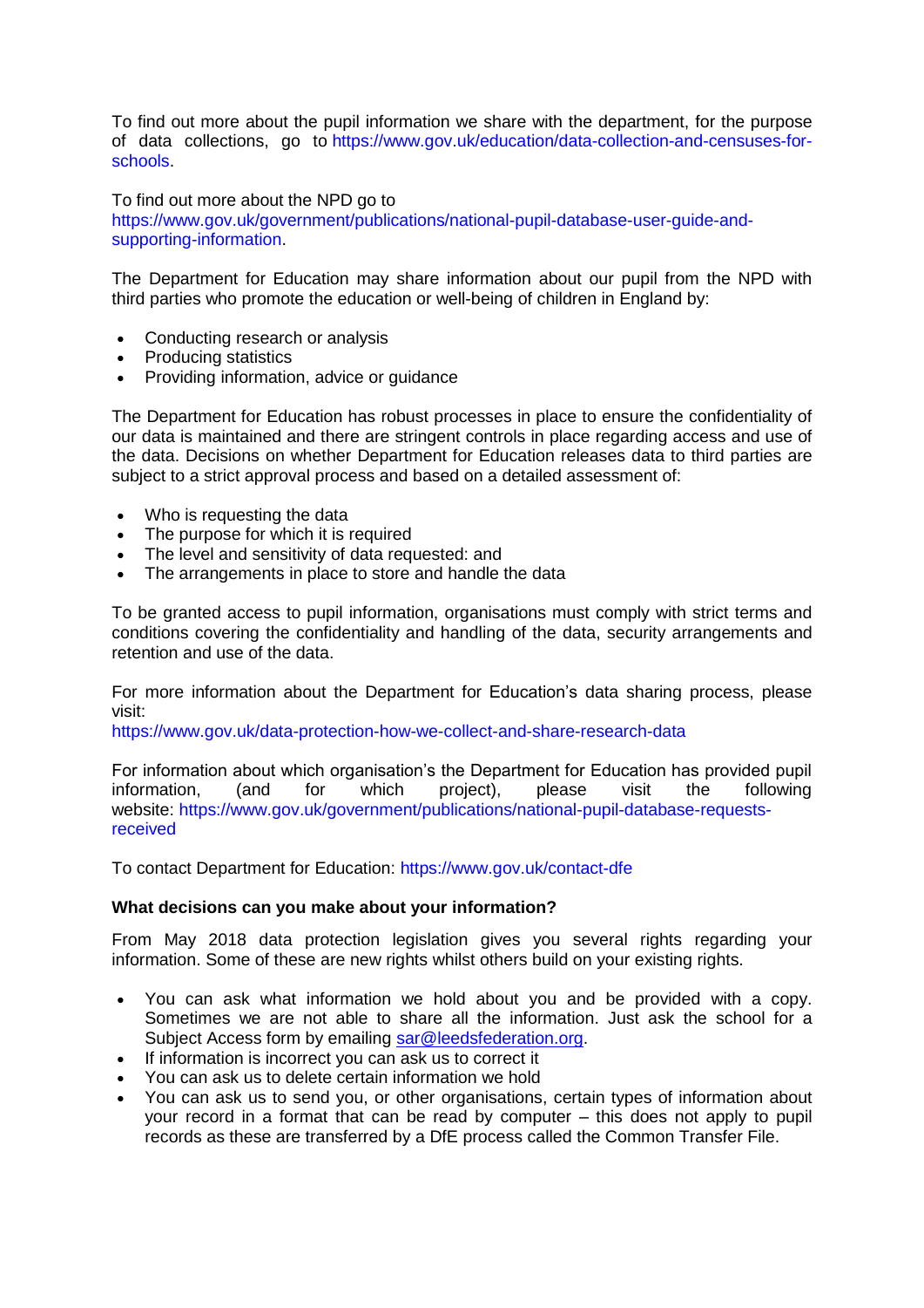To find out more about the pupil information we share with the department, for the purpose of data collections, go to https://www.gov.uk/education/data-collection-and-censuses-for-schools.

To find out more about the NPD go to https://www.gov.uk/government/publications/national-pupil-database-user-guide-and-supporting-information.

The Department for Education may share information about our pupil from the NPD with third parties who promote the education or well-being of children in England by:

- Conducting research or analysis
- Producing statistics
- Providing information, advice or guidance

The Department for Education has robust processes in place to ensure the confidentiality of our data is maintained and there are stringent controls in place regarding access and use of the data. Decisions on whether Department for Education releases data to third parties are subject to a strict approval process and based on a detailed assessment of:

- Who is requesting the data
- The purpose for which it is required
- The level and sensitivity of data requested: and
- The arrangements in place to store and handle the data

To be granted access to pupil information, organisations must comply with strict terms and conditions covering the confidentiality and handling of the data, security arrangements and retention and use of the data.

For more information about the Department for Education's data sharing process, please visit:
https://www.gov.uk/data-protection-how-we-collect-and-share-research-data

For information about which organisation's the Department for Education has provided pupil information, (and for which project), please visit the following website: https://www.gov.uk/government/publications/national-pupil-database-requests-received

To contact Department for Education: https://www.gov.uk/contact-dfe

**What decisions can you make about your information?**

From May 2018 data protection legislation gives you several rights regarding your information. Some of these are new rights whilst others build on your existing rights.

- You can ask what information we hold about you and be provided with a copy. Sometimes we are not able to share all the information. Just ask the school for a Subject Access form by emailing sar@leedsfederation.org.
- If information is incorrect you can ask us to correct it
- You can ask us to delete certain information we hold
- You can ask us to send you, or other organisations, certain types of information about your record in a format that can be read by computer – this does not apply to pupil records as these are transferred by a DfE process called the Common Transfer File.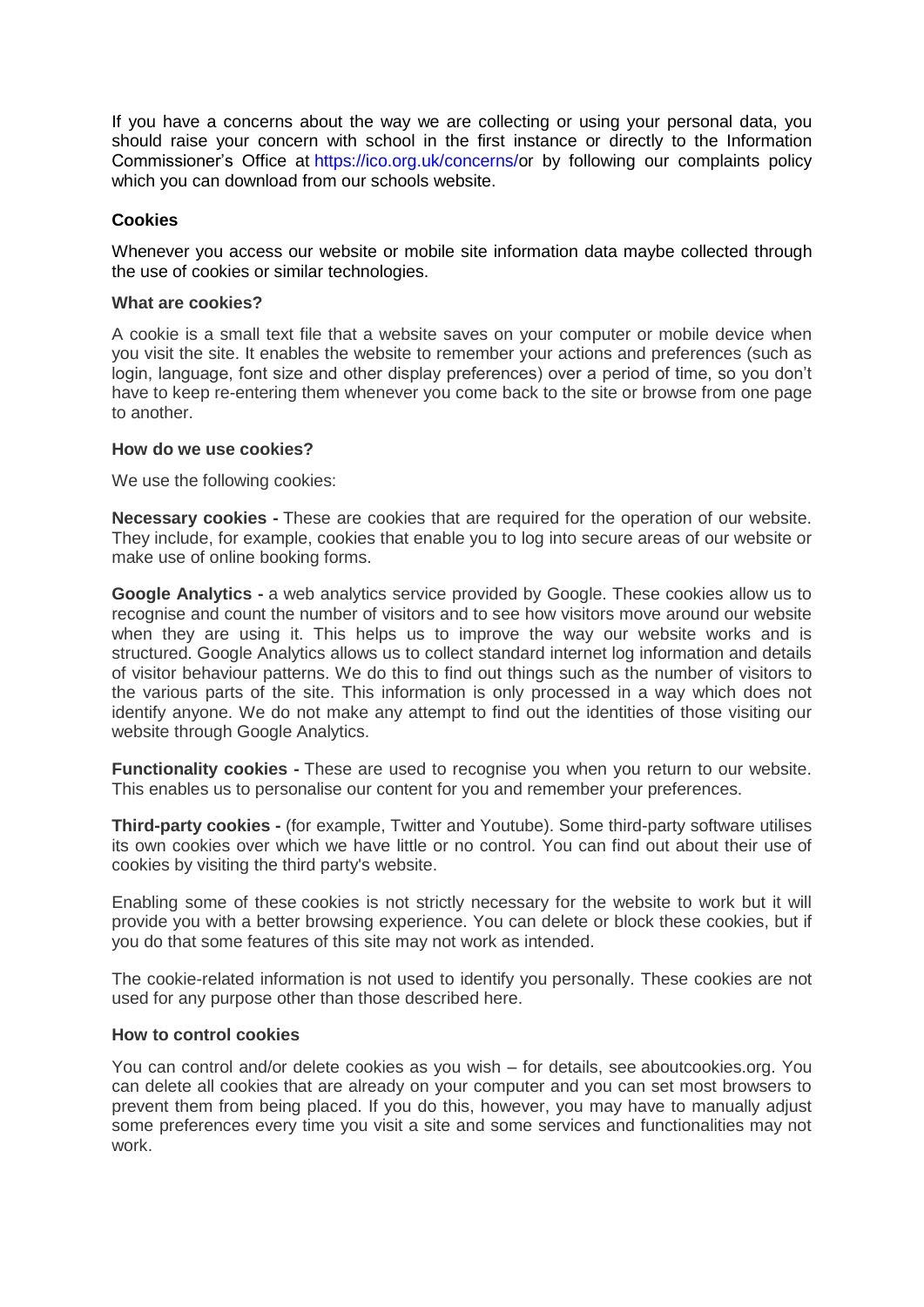If you have a concerns about the way we are collecting or using your personal data, you should raise your concern with school in the first instance or directly to the Information Commissioner's Office at https://ico.org.uk/concerns/or by following our complaints policy which you can download from our schools website.

## Cookies

Whenever you access our website or mobile site information data maybe collected through the use of cookies or similar technologies.

### What are cookies?

A cookie is a small text file that a website saves on your computer or mobile device when you visit the site. It enables the website to remember your actions and preferences (such as login, language, font size and other display preferences) over a period of time, so you don't have to keep re-entering them whenever you come back to the site or browse from one page to another.

### How do we use cookies?

We use the following cookies:

**Necessary cookies -** These are cookies that are required for the operation of our website. They include, for example, cookies that enable you to log into secure areas of our website or make use of online booking forms.

**Google Analytics -** a web analytics service provided by Google. These cookies allow us to recognise and count the number of visitors and to see how visitors move around our website when they are using it. This helps us to improve the way our website works and is structured. Google Analytics allows us to collect standard internet log information and details of visitor behaviour patterns. We do this to find out things such as the number of visitors to the various parts of the site. This information is only processed in a way which does not identify anyone. We do not make any attempt to find out the identities of those visiting our website through Google Analytics.

**Functionality cookies -** These are used to recognise you when you return to our website. This enables us to personalise our content for you and remember your preferences.

**Third-party cookies -** (for example, Twitter and Youtube). Some third-party software utilises its own cookies over which we have little or no control. You can find out about their use of cookies by visiting the third party's website.

Enabling some of these cookies is not strictly necessary for the website to work but it will provide you with a better browsing experience. You can delete or block these cookies, but if you do that some features of this site may not work as intended.

The cookie-related information is not used to identify you personally. These cookies are not used for any purpose other than those described here.

### How to control cookies

You can control and/or delete cookies as you wish – for details, see aboutcookies.org. You can delete all cookies that are already on your computer and you can set most browsers to prevent them from being placed. If you do this, however, you may have to manually adjust some preferences every time you visit a site and some services and functionalities may not work.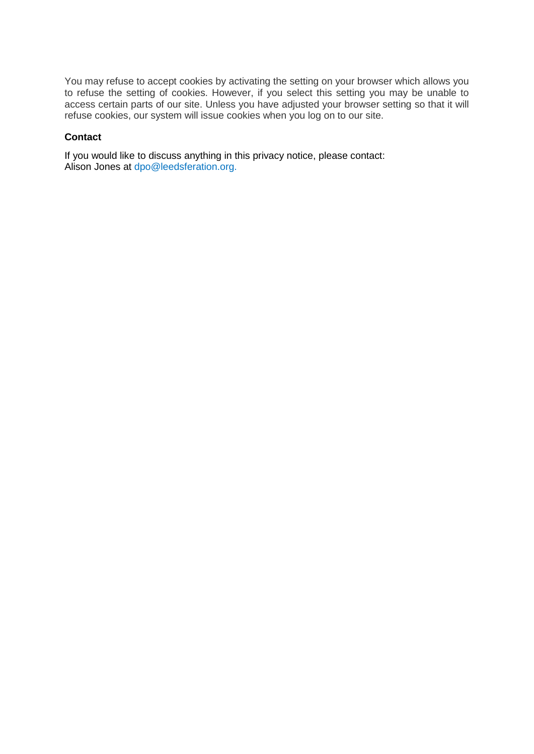You may refuse to accept cookies by activating the setting on your browser which allows you to refuse the setting of cookies. However, if you select this setting you may be unable to access certain parts of our site. Unless you have adjusted your browser setting so that it will refuse cookies, our system will issue cookies when you log on to our site.

**Contact**

If you would like to discuss anything in this privacy notice, please contact:
Alison Jones at dpo@leedsferation.org.